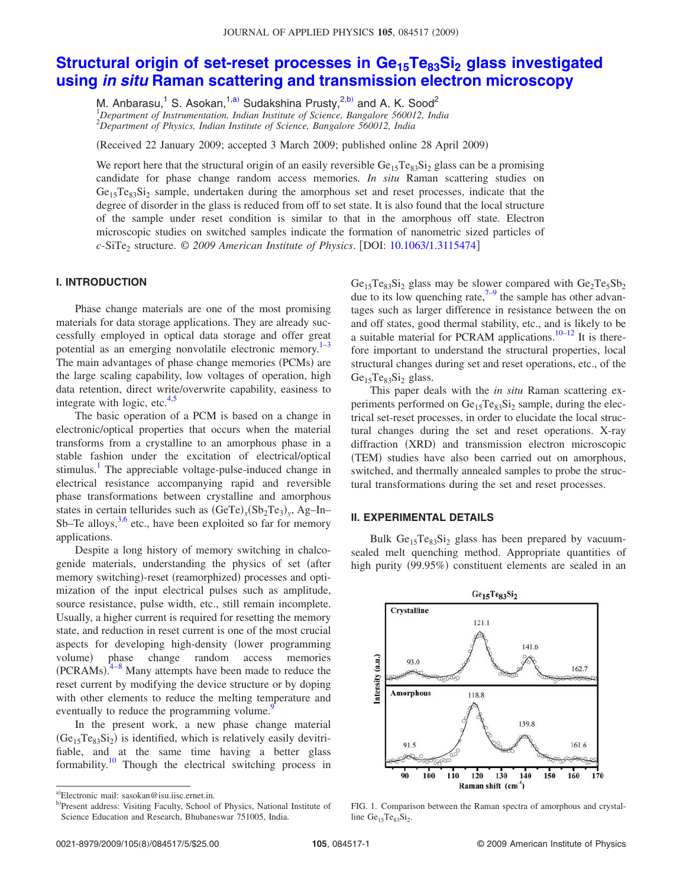# Structural origin of set-reset processes in $Ge_{15}Te_{83}Si_2$ glass investigated using *in situ* Raman scattering and transmission electron microscopy

M. Anbarasu,[1] S. Asokan,[1,a)] Sudakshina Prusty,[2,b)] and A. K. Sood[2]

[1]*Department of Instrumentation, Indian Institute of Science, Bangalore 560012, India*
[2]*Department of Physics, Indian Institute of Science, Bangalore 560012, India*

(Received 22 January 2009; accepted 3 March 2009; published online 28 April 2009)

We report here that the structural origin of an easily reversible $Ge_{15}Te_{83}Si_2$ glass can be a promising candidate for phase change random access memories. *In situ* Raman scattering studies on $Ge_{15}Te_{83}Si_2$ sample, undertaken during the amorphous set and reset processes, indicate that the degree of disorder in the glass is reduced from off to set state. It is also found that the local structure of the sample under reset condition is similar to that in the amorphous off state. Electron microscopic studies on switched samples indicate the formation of nanometric sized particles of *c*-$SiTe_2$ structure. © *2009 American Institute of Physics*. [DOI: 10.1063/1.3115474]

## I. INTRODUCTION

Phase change materials are one of the most promising materials for data storage applications. They are already successfully employed in optical data storage and offer great potential as an emerging nonvolatile electronic memory.[1–3] The main advantages of phase change memories (PCMs) are the large scaling capability, low voltages of operation, high data retention, direct write/overwrite capability, easiness to integrate with logic, etc.[4,5]

The basic operation of a PCM is based on a change in electronic/optical properties that occurs when the material transforms from a crystalline to an amorphous phase in a stable fashion under the excitation of electrical/optical stimulus.[1] The appreciable voltage-pulse-induced change in electrical resistance accompanying rapid and reversible phase transformations between crystalline and amorphous states in certain tellurides such as $(GeTe)_x(Sb_2Te_3)_y$, Ag–In–Sb–Te alloys,[3,6] etc., have been exploited so far for memory applications.

Despite a long history of memory switching in chalcogenide materials, understanding the physics of set (after memory switching)-reset (reamorphized) processes and optimization of the input electrical pulses such as amplitude, source resistance, pulse width, etc., still remain incomplete. Usually, a higher current is required for resetting the memory state, and reduction in reset current is one of the most crucial aspects for developing high-density (lower programming volume) phase change random access memories (PCRAMs).[4–8] Many attempts have been made to reduce the reset current by modifying the device structure or by doping with other elements to reduce the melting temperature and eventually to reduce the programming volume.[9]

In the present work, a new phase change material ($Ge_{15}Te_{83}Si_2$) is identified, which is relatively easily devitrifiable, and at the same time having a better glass formability.[10] Though the electrical switching process in $Ge_{15}Te_{83}Si_2$ glass may be slower compared with $Ge_2Te_5Sb_2$ due to its low quenching rate,[7–9] the sample has other advantages such as larger difference in resistance between the on and off states, good thermal stability, etc., and is likely to be a suitable material for PCRAM applications.[10–12] It is therefore important to understand the structural properties, local structural changes during set and reset operations, etc., of the $Ge_{15}Te_{83}Si_2$ glass.

This paper deals with the *in situ* Raman scattering experiments performed on $Ge_{15}Te_{83}Si_2$ sample, during the electrical set-reset processes, in order to elucidate the local structural changes during the set and reset operations. X-ray diffraction (XRD) and transmission electron microscopic (TEM) studies have also been carried out on amorphous, switched, and thermally annealed samples to probe the structural transformations during the set and reset processes.

## II. EXPERIMENTAL DETAILS

Bulk $Ge_{15}Te_{83}Si_2$ glass has been prepared by vacuum-sealed melt quenching method. Appropriate quantities of high purity (99.95%) constituent elements are sealed in an

FIG. 1. Comparison between the Raman spectra of amorphous and crystalline $Ge_{15}Te_{83}Si_2$.

---

a) Electronic mail: sasokan@isu.iisc.ernet.in.
b) Present address: Visiting Faculty, School of Physics, National Institute of Science Education and Research, Bhubaneswar 751005, India.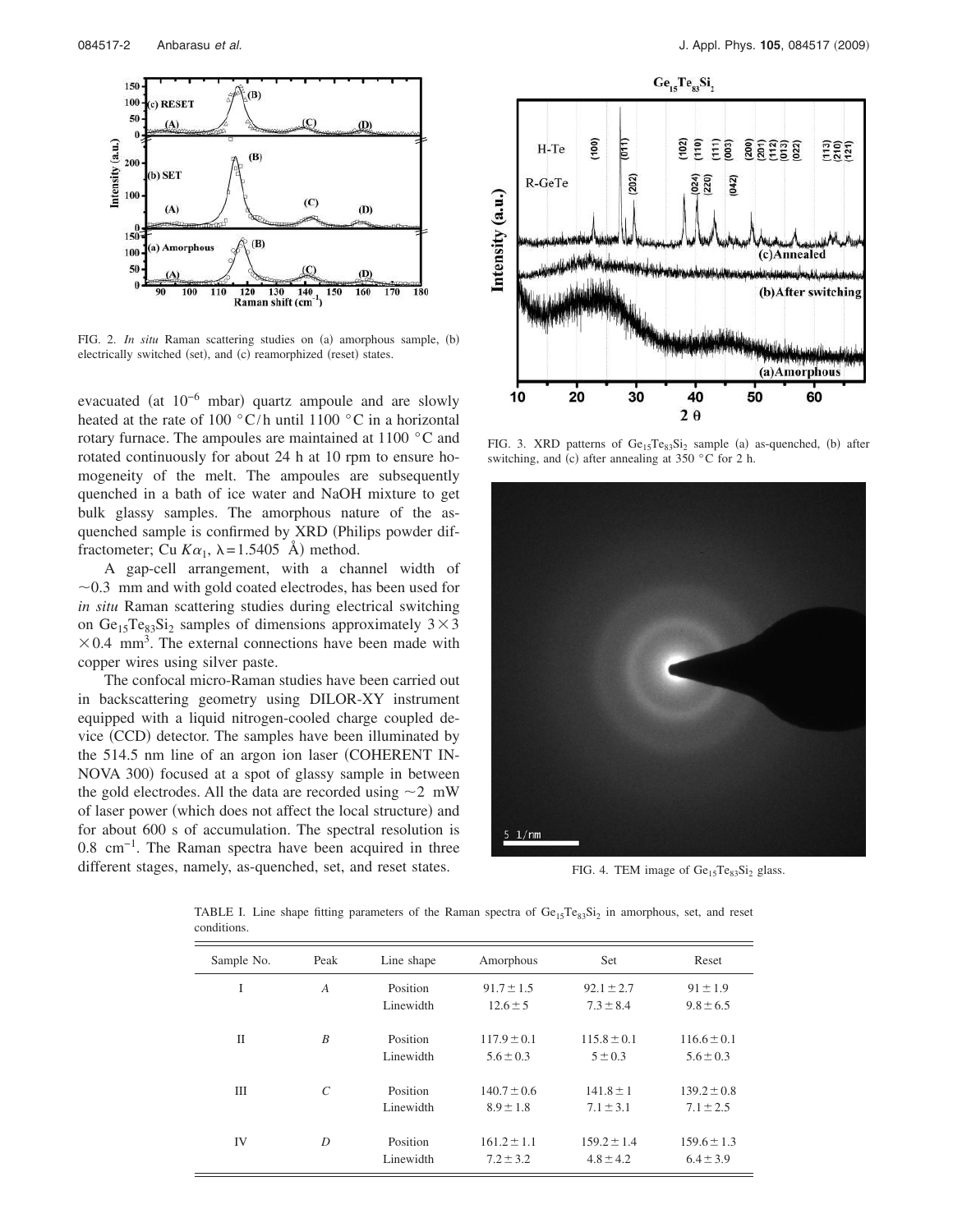FIG. 2. *In situ* Raman scattering studies on (a) amorphous sample, (b) electrically switched (set), and (c) reamorphized (reset) states.

evacuated (at $10^{-6}$ mbar) quartz ampoule and are slowly heated at the rate of 100 °C/h until 1100 °C in a horizontal rotary furnace. The ampoules are maintained at 1100 °C and rotated continuously for about 24 h at 10 rpm to ensure homogeneity of the melt. The ampoules are subsequently quenched in a bath of ice water and NaOH mixture to get bulk glassy samples. The amorphous nature of the as-quenched sample is confirmed by XRD (Philips powder diffractometer; Cu $K\alpha_1$, $\lambda = 1.5405$ Å) method.

A gap-cell arrangement, with a channel width of ~0.3 mm and with gold coated electrodes, has been used for *in situ* Raman scattering studies during electrical switching on $Ge_{15}Te_{83}Si_2$ samples of dimensions approximately $3 \times 3 \times 0.4$ mm$^3$. The external connections have been made with copper wires using silver paste.

The confocal micro-Raman studies have been carried out in backscattering geometry using DILOR-XY instrument equipped with a liquid nitrogen-cooled charge coupled device (CCD) detector. The samples have been illuminated by the 514.5 nm line of an argon ion laser (COHERENT INNOVA 300) focused at a spot of glassy sample in between the gold electrodes. All the data are recorded using ~2 mW of laser power (which does not affect the local structure) and for about 600 s of accumulation. The spectral resolution is 0.8 cm$^{-1}$. The Raman spectra have been acquired in three different stages, namely, as-quenched, set, and reset states.

FIG. 3. XRD patterns of $Ge_{15}Te_{83}Si_2$ sample (a) as-quenched, (b) after switching, and (c) after annealing at 350 °C for 2 h.

FIG. 4. TEM image of $Ge_{15}Te_{83}Si_2$ glass.

TABLE I. Line shape fitting parameters of the Raman spectra of $Ge_{15}Te_{83}Si_2$ in amorphous, set, and reset conditions.

| Sample No. | Peak | Line shape | Amorphous | Set | Reset |
|---|---|---|---|---|---|
| I | *A* | Position | $91.7 \pm 1.5$ | $92.1 \pm 2.7$ | $91 \pm 1.9$ |
| | | Linewidth | $12.6 \pm 5$ | $7.3 \pm 8.4$ | $9.8 \pm 6.5$ |
| II | *B* | Position | $117.9 \pm 0.1$ | $115.8 \pm 0.1$ | $116.6 \pm 0.1$ |
| | | Linewidth | $5.6 \pm 0.3$ | $5 \pm 0.3$ | $5.6 \pm 0.3$ |
| III | *C* | Position | $140.7 \pm 0.6$ | $141.8 \pm 1$ | $139.2 \pm 0.8$ |
| | | Linewidth | $8.9 \pm 1.8$ | $7.1 \pm 3.1$ | $7.1 \pm 2.5$ |
| IV | *D* | Position | $161.2 \pm 1.1$ | $159.2 \pm 1.4$ | $159.6 \pm 1.3$ |
| | | Linewidth | $7.2 \pm 3.2$ | $4.8 \pm 4.2$ | $6.4 \pm 3.9$ |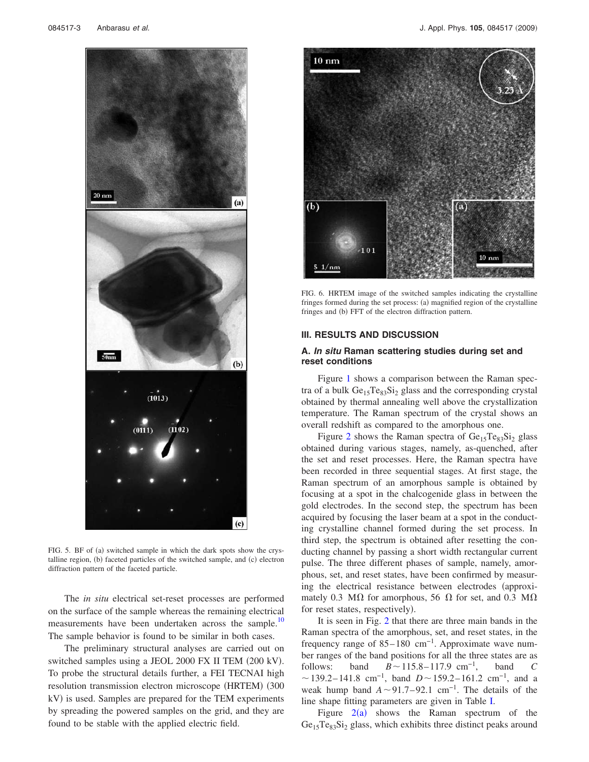FIG. 5. BF of (a) switched sample in which the dark spots show the crystalline region, (b) faceted particles of the switched sample, and (c) electron diffraction pattern of the faceted particle.

The *in situ* electrical set-reset processes are performed on the surface of the sample whereas the remaining electrical measurements have been undertaken across the sample.[10] The sample behavior is found to be similar in both cases.

The preliminary structural analyses are carried out on switched samples using a JEOL 2000 FX II TEM (200 kV). To probe the structural details further, a FEI TECNAI high resolution transmission electron microscope (HRTEM) (300 kV) is used. Samples are prepared for the TEM experiments by spreading the powered samples on the grid, and they are found to be stable with the applied electric field.

FIG. 6. HRTEM image of the switched samples indicating the crystalline fringes formed during the set process: (a) magnified region of the crystalline fringes and (b) FFT of the electron diffraction pattern.

## III. RESULTS AND DISCUSSION

### A. *In situ* Raman scattering studies during set and reset conditions

Figure 1 shows a comparison between the Raman spectra of a bulk $Ge_{15}Te_{83}Si_2$ glass and the corresponding crystal obtained by thermal annealing well above the crystallization temperature. The Raman spectrum of the crystal shows an overall redshift as compared to the amorphous one.

Figure 2 shows the Raman spectra of $Ge_{15}Te_{83}Si_2$ glass obtained during various stages, namely, as-quenched, after the set and reset processes. Here, the Raman spectra have been recorded in three sequential stages. At first stage, the Raman spectrum of an amorphous sample is obtained by focusing at a spot in the chalcogenide glass in between the gold electrodes. In the second step, the spectrum has been acquired by focusing the laser beam at a spot in the conducting crystalline channel formed during the set process. In third step, the spectrum is obtained after resetting the conducting channel by passing a short width rectangular current pulse. The three different phases of sample, namely, amorphous, set, and reset states, have been confirmed by measuring the electrical resistance between electrodes (approximately 0.3 MΩ for amorphous, 56 Ω for set, and 0.3 MΩ for reset states, respectively).

It is seen in Fig. 2 that there are three main bands in the Raman spectra of the amorphous, set, and reset states, in the frequency range of 85–180 $cm^{-1}$. Approximate wave number ranges of the band positions for all the three states are as follows: band $B \sim 115.8–117.9$ $cm^{-1}$, band $C \sim 139.2–141.8$ $cm^{-1}$, band $D \sim 159.2–161.2$ $cm^{-1}$, and a weak hump band $A \sim 91.7–92.1$ $cm^{-1}$. The details of the line shape fitting parameters are given in Table I.

Figure 2(a) shows the Raman spectrum of the $Ge_{15}Te_{83}Si_2$ glass, which exhibits three distinct peaks around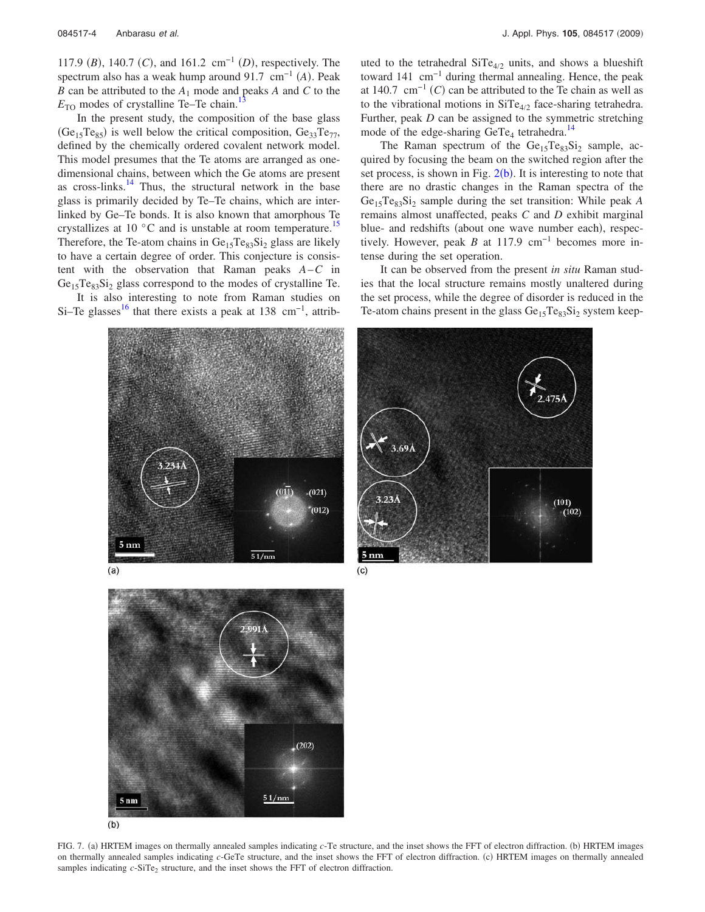117.9 (*B*), 140.7 (*C*), and 161.2 $\text{cm}^{-1}$ (*D*), respectively. The spectrum also has a weak hump around 91.7 $\text{cm}^{-1}$ (*A*). Peak *B* can be attributed to the $A_1$ mode and peaks *A* and *C* to the $E_{TO}$ modes of crystalline Te–Te chain.[13]

In the present study, the composition of the base glass ($Ge_{15}Te_{85}$) is well below the critical composition, $Ge_{33}Te_{77}$, defined by the chemically ordered covalent network model. This model presumes that the Te atoms are arranged as one-dimensional chains, between which the Ge atoms are present as cross-links.[14] Thus, the structural network in the base glass is primarily decided by Te–Te chains, which are interlinked by Ge–Te bonds. It is also known that amorphous Te crystallizes at 10 °C and is unstable at room temperature.[15] Therefore, the Te-atom chains in $Ge_{15}Te_{83}Si_2$ glass are likely to have a certain degree of order. This conjecture is consistent with the observation that Raman peaks *A*–*C* in $Ge_{15}Te_{83}Si_2$ glass correspond to the modes of crystalline Te.

It is also interesting to note from Raman studies on Si–Te glasses[16] that there exists a peak at 138 $\text{cm}^{-1}$, attributed to the tetrahedral $SiTe_{4/2}$ units, and shows a blueshift toward 141 $\text{cm}^{-1}$ during thermal annealing. Hence, the peak at 140.7 $\text{cm}^{-1}$ (*C*) can be attributed to the Te chain as well as to the vibrational motions in $SiTe_{4/2}$ face-sharing tetrahedra. Further, peak *D* can be assigned to the symmetric stretching mode of the edge-sharing $GeTe_4$ tetrahedra.[14]

The Raman spectrum of the $Ge_{15}Te_{83}Si_2$ sample, acquired by focusing the beam on the switched region after the set process, is shown in Fig. 2(b). It is interesting to note that there are no drastic changes in the Raman spectra of the $Ge_{15}Te_{83}Si_2$ sample during the set transition: While peak *A* remains almost unaffected, peaks *C* and *D* exhibit marginal blue- and redshifts (about one wave number each), respectively. However, peak *B* at 117.9 $\text{cm}^{-1}$ becomes more intense during the set operation.

It can be observed from the present *in situ* Raman studies that the local structure remains mostly unaltered during the set process, while the degree of disorder is reduced in the Te-atom chains present in the glass $Ge_{15}Te_{83}Si_2$ system keep-

FIG. 7. (a) HRTEM images on thermally annealed samples indicating *c*-Te structure, and the inset shows the FFT of electron diffraction. (b) HRTEM images on thermally annealed samples indicating *c*-GeTe structure, and the inset shows the FFT of electron diffraction. (c) HRTEM images on thermally annealed samples indicating *c*-$SiTe_2$ structure, and the inset shows the FFT of electron diffraction.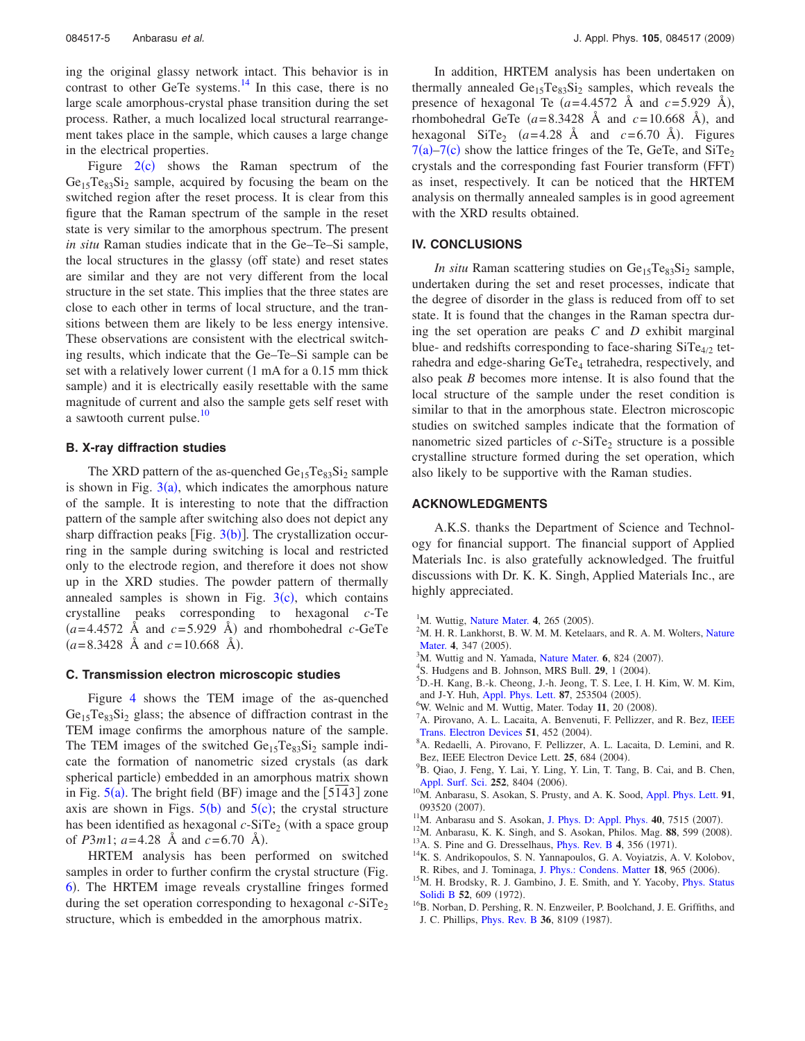ing the original glassy network intact. This behavior is in contrast to other GeTe systems.[14] In this case, there is no large scale amorphous-crystal phase transition during the set process. Rather, a much localized local structural rearrangement takes place in the sample, which causes a large change in the electrical properties.

Figure 2(c) shows the Raman spectrum of the $Ge_{15}Te_{83}Si_2$ sample, acquired by focusing the beam on the switched region after the reset process. It is clear from this figure that the Raman spectrum of the sample in the reset state is very similar to the amorphous spectrum. The present *in situ* Raman studies indicate that in the Ge–Te–Si sample, the local structures in the glassy (off state) and reset states are similar and they are not very different from the local structure in the set state. This implies that the three states are close to each other in terms of local structure, and the transitions between them are likely to be less energy intensive. These observations are consistent with the electrical switching results, which indicate that the Ge–Te–Si sample can be set with a relatively lower current (1 mA for a 0.15 mm thick sample) and it is electrically easily resettable with the same magnitude of current and also the sample gets self reset with a sawtooth current pulse.[10]

### B. X-ray diffraction studies

The XRD pattern of the as-quenched $Ge_{15}Te_{83}Si_2$ sample is shown in Fig. 3(a), which indicates the amorphous nature of the sample. It is interesting to note that the diffraction pattern of the sample after switching also does not depict any sharp diffraction peaks [Fig. 3(b)]. The crystallization occurring in the sample during switching is local and restricted only to the electrode region, and therefore it does not show up in the XRD studies. The powder pattern of thermally annealed samples is shown in Fig. 3(c), which contains crystalline peaks corresponding to hexagonal *c*-Te ($a$=4.4572 Å and $c$=5.929 Å) and rhombohedral *c*-GeTe ($a$=8.3428 Å and $c$=10.668 Å).

### C. Transmission electron microscopic studies

Figure 4 shows the TEM image of the as-quenched $Ge_{15}Te_{83}Si_2$ glass; the absence of diffraction contrast in the TEM image confirms the amorphous nature of the sample. The TEM images of the switched $Ge_{15}Te_{83}Si_2$ sample indicate the formation of nanometric sized crystals (as dark spherical particle) embedded in an amorphous matrix shown in Fig. 5(a). The bright field (BF) image and the $[5\bar{1}43]$ zone axis are shown in Figs. 5(b) and 5(c); the crystal structure has been identified as hexagonal *c*-$SiTe_2$ (with a space group of $P3m1$; $a$=4.28 Å and $c$=6.70 Å).

HRTEM analysis has been performed on switched samples in order to further confirm the crystal structure (Fig. 6). The HRTEM image reveals crystalline fringes formed during the set operation corresponding to hexagonal *c*-$SiTe_2$ structure, which is embedded in the amorphous matrix.

In addition, HRTEM analysis has been undertaken on thermally annealed $Ge_{15}Te_{83}Si_2$ samples, which reveals the presence of hexagonal Te ($a$=4.4572 Å and $c$=5.929 Å), rhombohedral GeTe ($a$=8.3428 Å and $c$=10.668 Å), and hexagonal $SiTe_2$ ($a$=4.28 Å and $c$=6.70 Å). Figures 7(a)–7(c) show the lattice fringes of the Te, GeTe, and $SiTe_2$ crystals and the corresponding fast Fourier transform (FFT) as inset, respectively. It can be noticed that the HRTEM analysis on thermally annealed samples is in good agreement with the XRD results obtained.

## IV. CONCLUSIONS

*In situ* Raman scattering studies on $Ge_{15}Te_{83}Si_2$ sample, undertaken during the set and reset processes, indicate that the degree of disorder in the glass is reduced from off to set state. It is found that the changes in the Raman spectra during the set operation are peaks *C* and *D* exhibit marginal blue- and redshifts corresponding to face-sharing $SiTe_{4/2}$ tetrahedra and edge-sharing $GeTe_4$ tetrahedra, respectively, and also peak *B* becomes more intense. It is also found that the local structure of the sample under the reset condition is similar to that in the amorphous state. Electron microscopic studies on switched samples indicate that the formation of nanometric sized particles of *c*-$SiTe_2$ structure is a possible crystalline structure formed during the set operation, which also likely to be supportive with the Raman studies.

## ACKNOWLEDGMENTS

A.K.S. thanks the Department of Science and Technology for financial support. The financial support of Applied Materials Inc. is also gratefully acknowledged. The fruitful discussions with Dr. K. K. Singh, Applied Materials Inc., are highly appreciated.

[1] M. Wuttig, Nature Mater. **4**, 265 (2005).
[2] M. H. R. Lankhorst, B. W. M. M. Ketelaars, and R. A. M. Wolters, Nature Mater. **4**, 347 (2005).
[3] M. Wuttig and N. Yamada, Nature Mater. **6**, 824 (2007).
[4] S. Hudgens and B. Johnson, MRS Bull. **29**, 1 (2004).
[5] D.-H. Kang, B.-k. Cheong, J.-h. Jeong, T. S. Lee, I. H. Kim, W. M. Kim, and J-Y. Huh, Appl. Phys. Lett. **87**, 253504 (2005).
[6] W. Welnic and M. Wuttig, Mater. Today **11**, 20 (2008).
[7] A. Pirovano, A. L. Lacaita, A. Benvenuti, F. Pellizzer, and R. Bez, IEEE Trans. Electron Devices **51**, 452 (2004).
[8] A. Redaelli, A. Pirovano, F. Pellizzer, A. L. Lacaita, D. Lemini, and R. Bez, IEEE Electron Device Lett. **25**, 684 (2004).
[9] B. Qiao, J. Feng, Y. Lai, Y. Ling, Y. Lin, T. Tang, B. Cai, and B. Chen, Appl. Surf. Sci. **252**, 8404 (2006).
[10] M. Anbarasu, S. Asokan, S. Prusty, and A. K. Sood, Appl. Phys. Lett. **91**, 093520 (2007).
[11] M. Anbarasu and S. Asokan, J. Phys. D: Appl. Phys. **40**, 7515 (2007).
[12] M. Anbarasu, K. K. Singh, and S. Asokan, Philos. Mag. **88**, 599 (2008).
[13] A. S. Pine and G. Dresselhaus, Phys. Rev. B **4**, 356 (1971).
[14] K. S. Andrikopoulos, S. N. Yannapoulos, G. A. Voyiatzis, A. V. Kolobov, R. Ribes, and J. Tominaga, J. Phys.: Condens. Matter **18**, 965 (2006).
[15] M. H. Brodsky, R. J. Gambino, J. E. Smith, and Y. Yacoby, Phys. Status Solidi B **52**, 609 (1972).
[16] B. Norban, D. Pershing, R. N. Enzweiler, P. Boolchand, J. E. Griffiths, and J. C. Phillips, Phys. Rev. B **36**, 8109 (1987).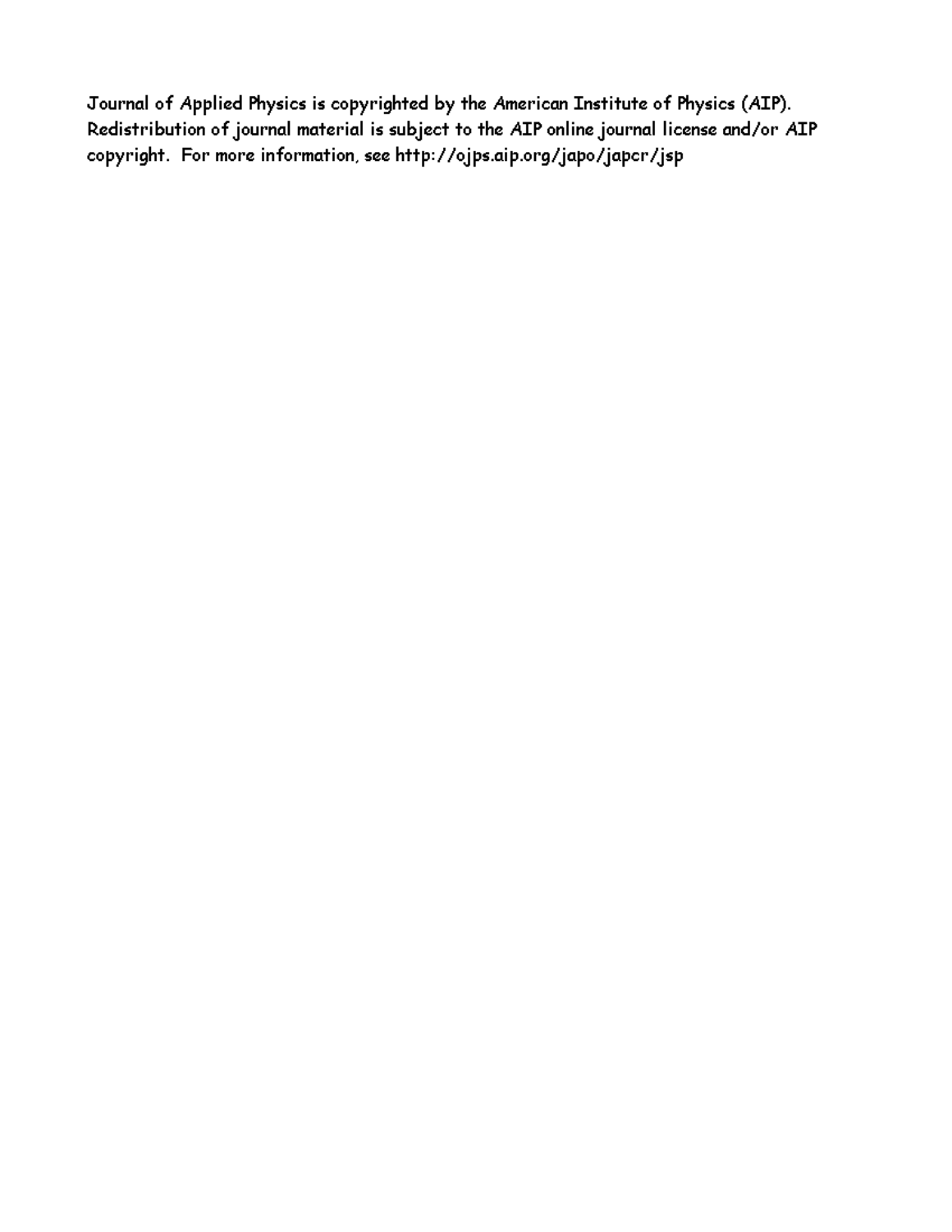Journal of Applied Physics is copyrighted by the American Institute of Physics (AIP). Redistribution of journal material is subject to the AIP online journal license and/or AIP copyright. For more information, see http://ojps.aip.org/japo/japcr/jsp